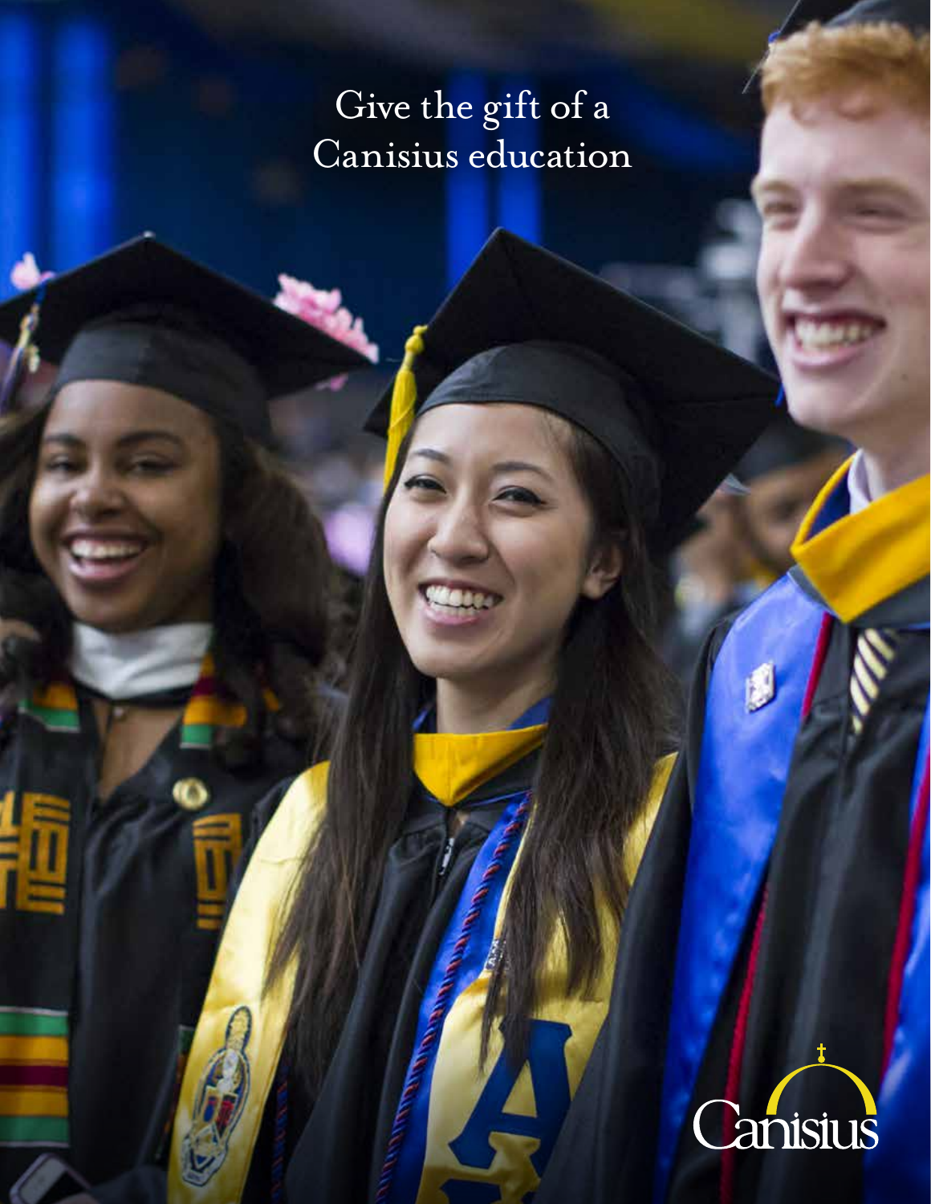# Give the gift of a Canisius education

Canisius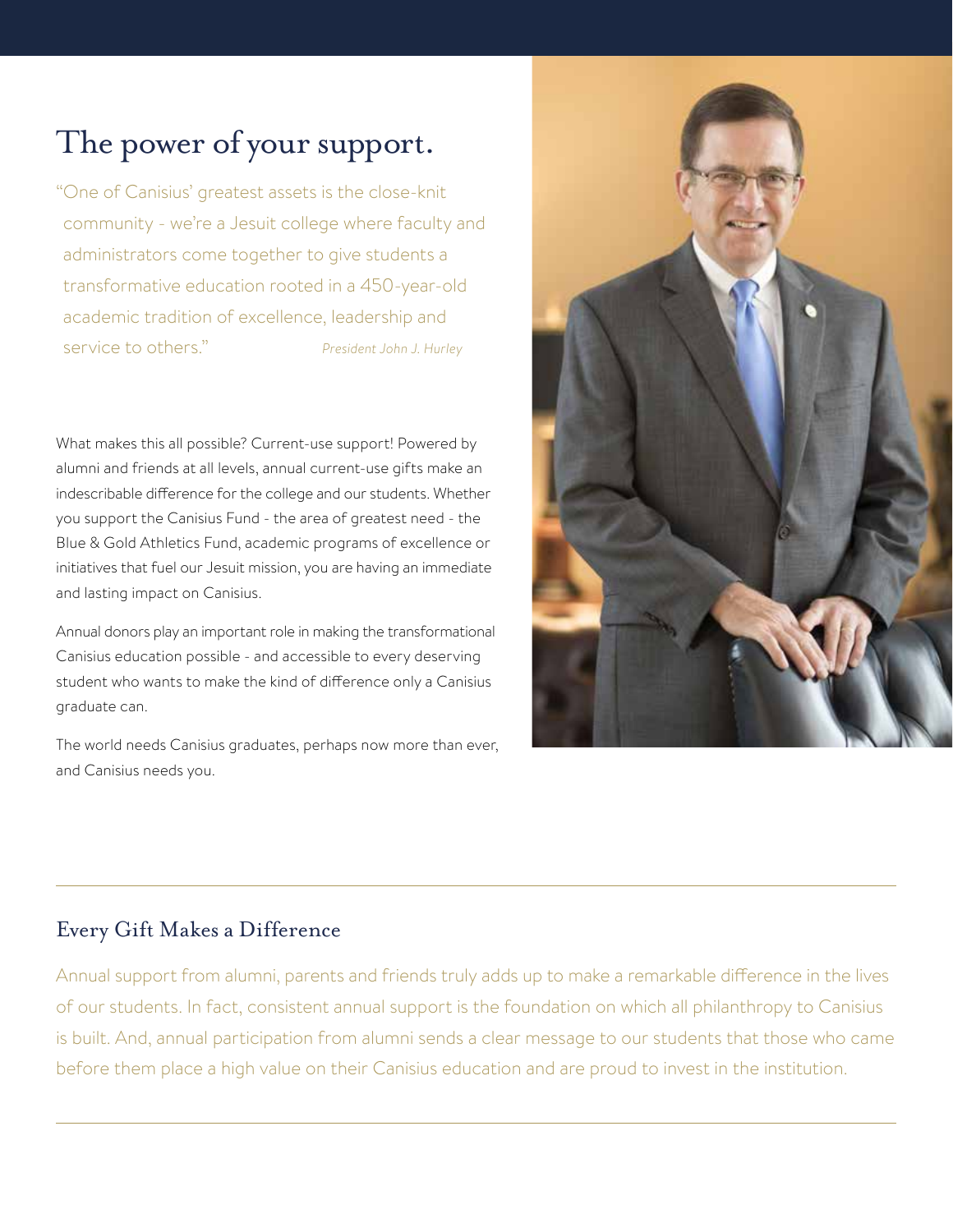# The power of your support.

"One of Canisius' greatest assets is the close-knit community - we're a Jesuit college where faculty and administrators come together to give students a transformative education rooted in a 450-year-old academic tradition of excellence, leadership and service to others." *President John J. Hurley*

What makes this all possible? Current-use support! Powered by alumni and friends at all levels, annual current-use gifts make an indescribable difference for the college and our students. Whether you support the Canisius Fund - the area of greatest need - the Blue & Gold Athletics Fund, academic programs of excellence or initiatives that fuel our Jesuit mission, you are having an immediate and lasting impact on Canisius.

Annual donors play an important role in making the transformational Canisius education possible - and accessible to every deserving student who wants to make the kind of difference only a Canisius graduate can.

The world needs Canisius graduates, perhaps now more than ever, and Canisius needs you.

## Every Gift Makes a Difference

Annual support from alumni, parents and friends truly adds up to make a remarkable difference in the lives of our students. In fact, consistent annual support is the foundation on which all philanthropy to Canisius is built. And, annual participation from alumni sends a clear message to our students that those who came before them place a high value on their Canisius education and are proud to invest in the institution.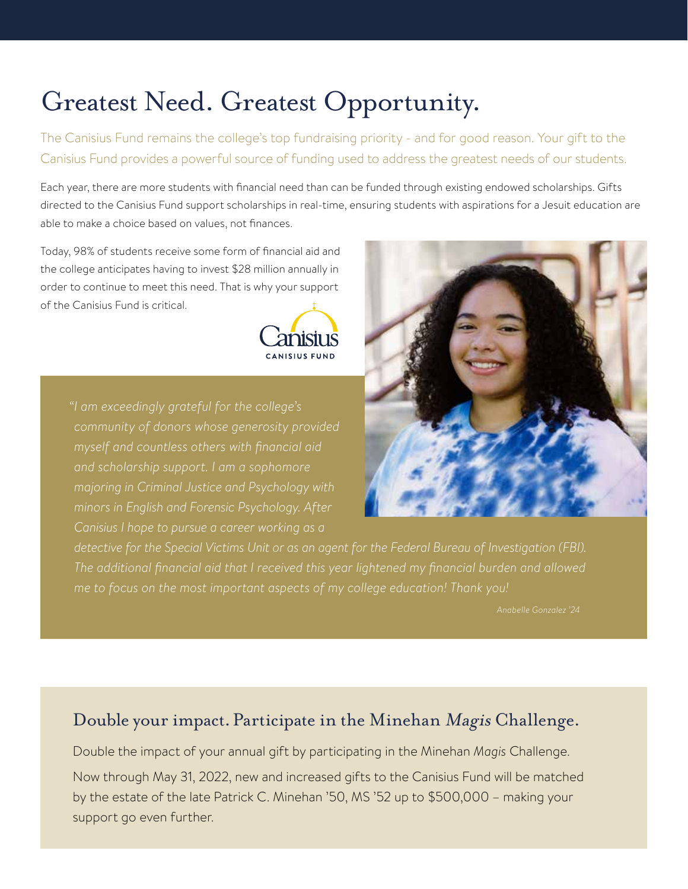# Greatest Need. Greatest Opportunity.

The Canisius Fund remains the college's top fundraising priority - and for good reason. Your gift to the Canisius Fund provides a powerful source of funding used to address the greatest needs of our students.

Each year, there are more students with financial need than can be funded through existing endowed scholarships. Gifts directed to the Canisius Fund support scholarships in real-time, ensuring students with aspirations for a Jesuit education are able to make a choice based on values, not finances.

Today, 98% of students receive some form of financial aid and the college anticipates having to invest $28 million annually in order to continue to meet this need. That is why your support of the Canisius Fund is critical.

Canisius
CANISIUS FUND

*"I am exceedingly grateful for the college's community of donors whose generosity provided myself and countless others with financial aid and scholarship support. I am a sophomore majoring in Criminal Justice and Psychology with minors in English and Forensic Psychology. After Canisius I hope to pursue a career working as a detective for the Special Victims Unit or as an agent for the Federal Bureau of Investigation (FBI). The additional financial aid that I received this year lightened my financial burden and allowed me to focus on the most important aspects of my college education! Thank you!*

*Anabelle Gonzalez '24*

## Double your impact. Participate in the Minehan *Magis* Challenge.

Double the impact of your annual gift by participating in the Minehan *Magis* Challenge.

Now through May 31, 2022, new and increased gifts to the Canisius Fund will be matched by the estate of the late Patrick C. Minehan '50, MS '52 up to $500,000 – making your support go even further.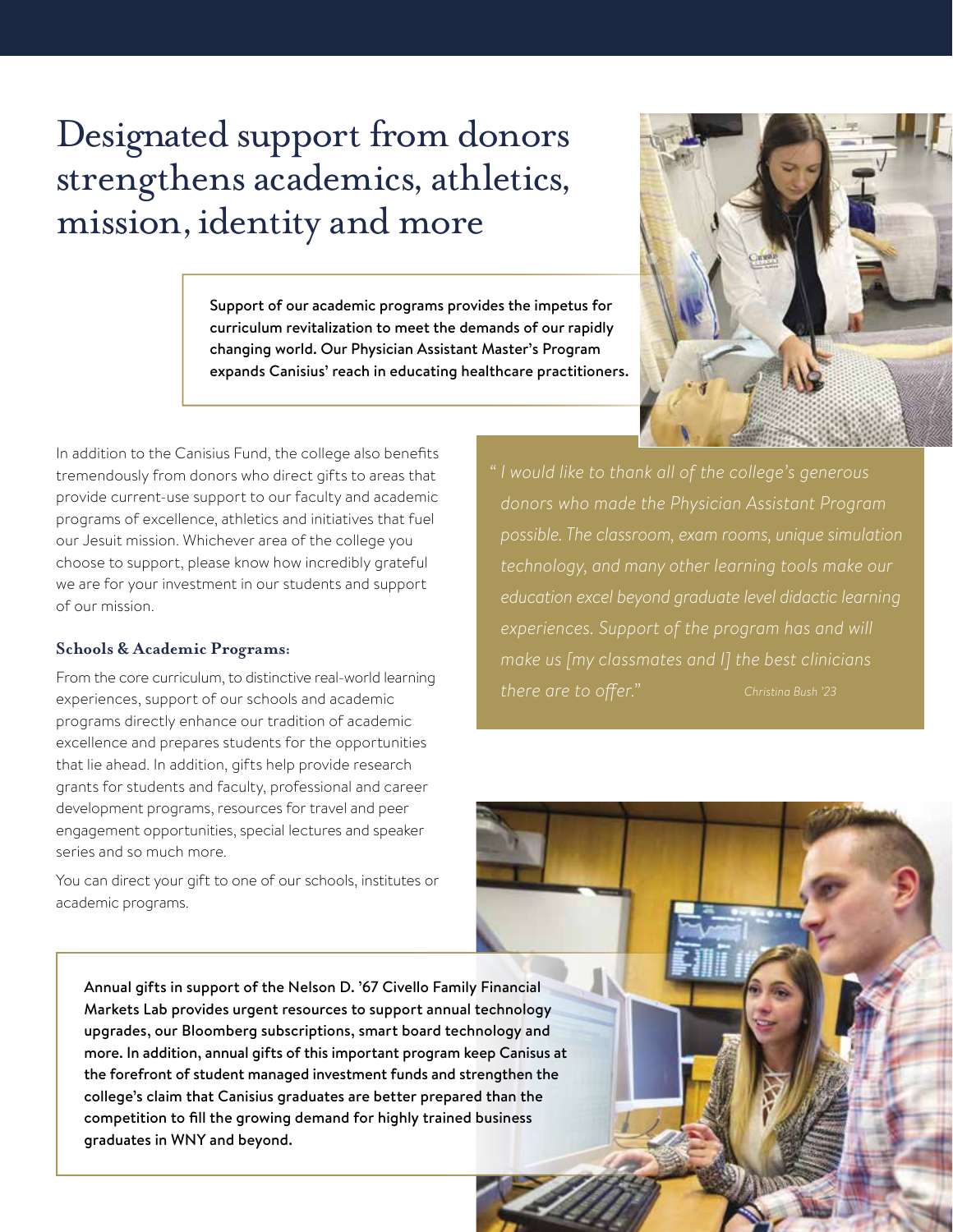# Designated support from donors strengthens academics, athletics, mission, identity and more

**Support of our academic programs provides the impetus for curriculum revitalization to meet the demands of our rapidly changing world. Our Physician Assistant Master's Program expands Canisius' reach in educating healthcare practitioners.**

In addition to the Canisius Fund, the college also benefits tremendously from donors who direct gifts to areas that provide current-use support to our faculty and academic programs of excellence, athletics and initiatives that fuel our Jesuit mission. Whichever area of the college you choose to support, please know how incredibly grateful we are for your investment in our students and support of our mission.

*"I would like to thank all of the college's generous donors who made the Physician Assistant Program possible. The classroom, exam rooms, unique simulation technology, and many other learning tools make our education excel beyond graduate level didactic learning experiences. Support of the program has and will make us [my classmates and I] the best clinicians there are to offer."* *Christina Bush '23*

### Schools & Academic Programs:

From the core curriculum, to distinctive real-world learning experiences, support of our schools and academic programs directly enhance our tradition of academic excellence and prepares students for the opportunities that lie ahead. In addition, gifts help provide research grants for students and faculty, professional and career development programs, resources for travel and peer engagement opportunities, special lectures and speaker series and so much more.

You can direct your gift to one of our schools, institutes or academic programs.

**Annual gifts in support of the Nelson D. '67 Civello Family Financial Markets Lab provides urgent resources to support annual technology upgrades, our Bloomberg subscriptions, smart board technology and more. In addition, annual gifts of this important program keep Canisus at the forefront of student managed investment funds and strengthen the college's claim that Canisius graduates are better prepared than the competition to fill the growing demand for highly trained business graduates in WNY and beyond.**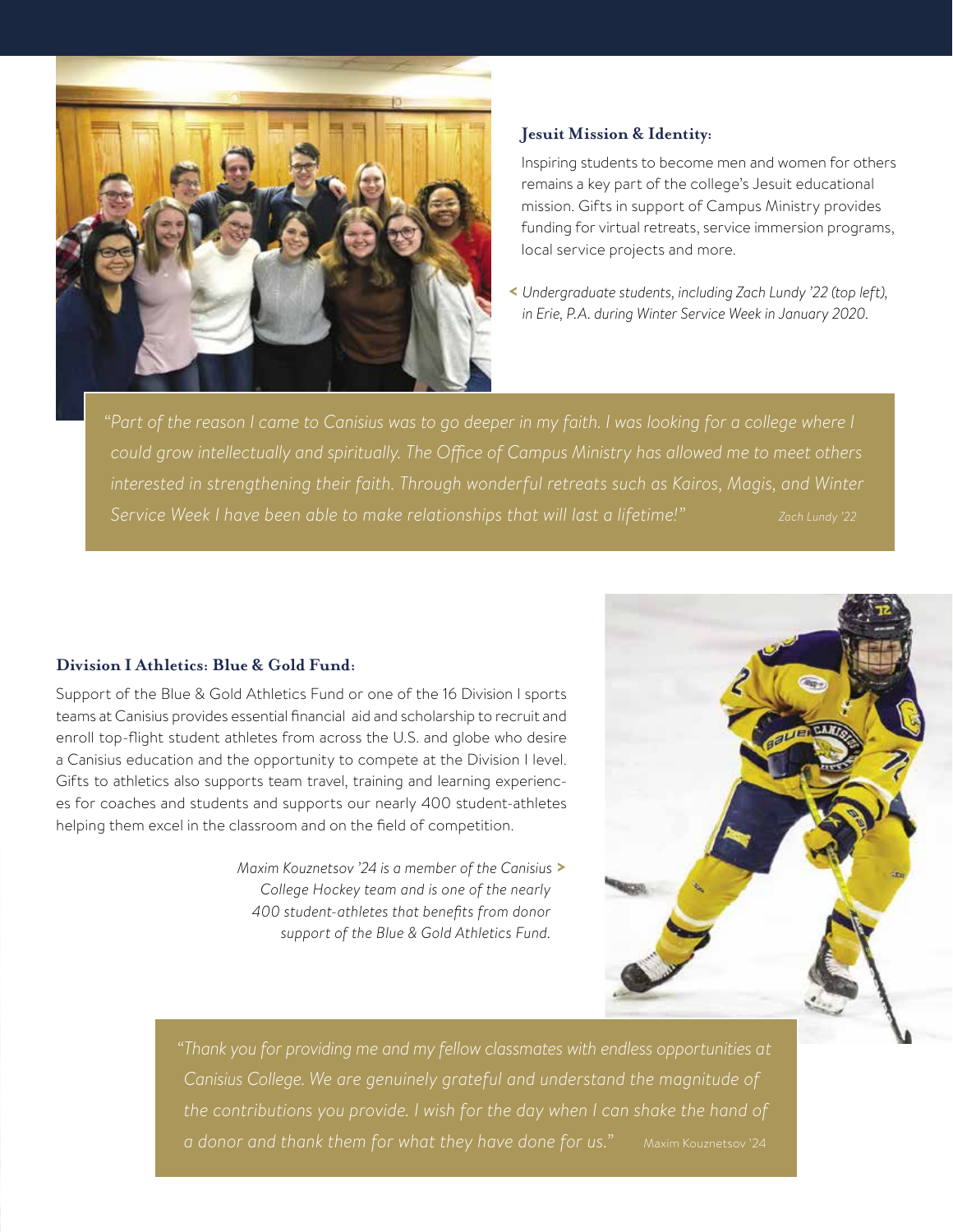### Jesuit Mission & Identity:

Inspiring students to become men and women for others remains a key part of the college's Jesuit educational mission. Gifts in support of Campus Ministry provides funding for virtual retreats, service immersion programs, local service projects and more.

*Undergraduate students, including Zach Lundy '22 (top left), in Erie, P.A. during Winter Service Week in January 2020.*

> *"Part of the reason I came to Canisius was to go deeper in my faith. I was looking for a college where I could grow intellectually and spiritually. The Office of Campus Ministry has allowed me to meet others interested in strengthening their faith. Through wonderful retreats such as Kairos, Magis, and Winter Service Week I have been able to make relationships that will last a lifetime!"* — Zach Lundy '22

### Division I Athletics: Blue & Gold Fund:

Support of the Blue & Gold Athletics Fund or one of the 16 Division I sports teams at Canisius provides essential financial aid and scholarship to recruit and enroll top-flight student athletes from across the U.S. and globe who desire a Canisius education and the opportunity to compete at the Division I level. Gifts to athletics also supports team travel, training and learning experiences for coaches and students and supports our nearly 400 student-athletes helping them excel in the classroom and on the field of competition.

*Maxim Kouznetsov '24 is a member of the Canisius College Hockey team and is one of the nearly 400 student-athletes that benefits from donor support of the Blue & Gold Athletics Fund.*

> *"Thank you for providing me and my fellow classmates with endless opportunities at Canisius College. We are genuinely grateful and understand the magnitude of the contributions you provide. I wish for the day when I can shake the hand of a donor and thank them for what they have done for us."* — Maxim Kouznetsov '24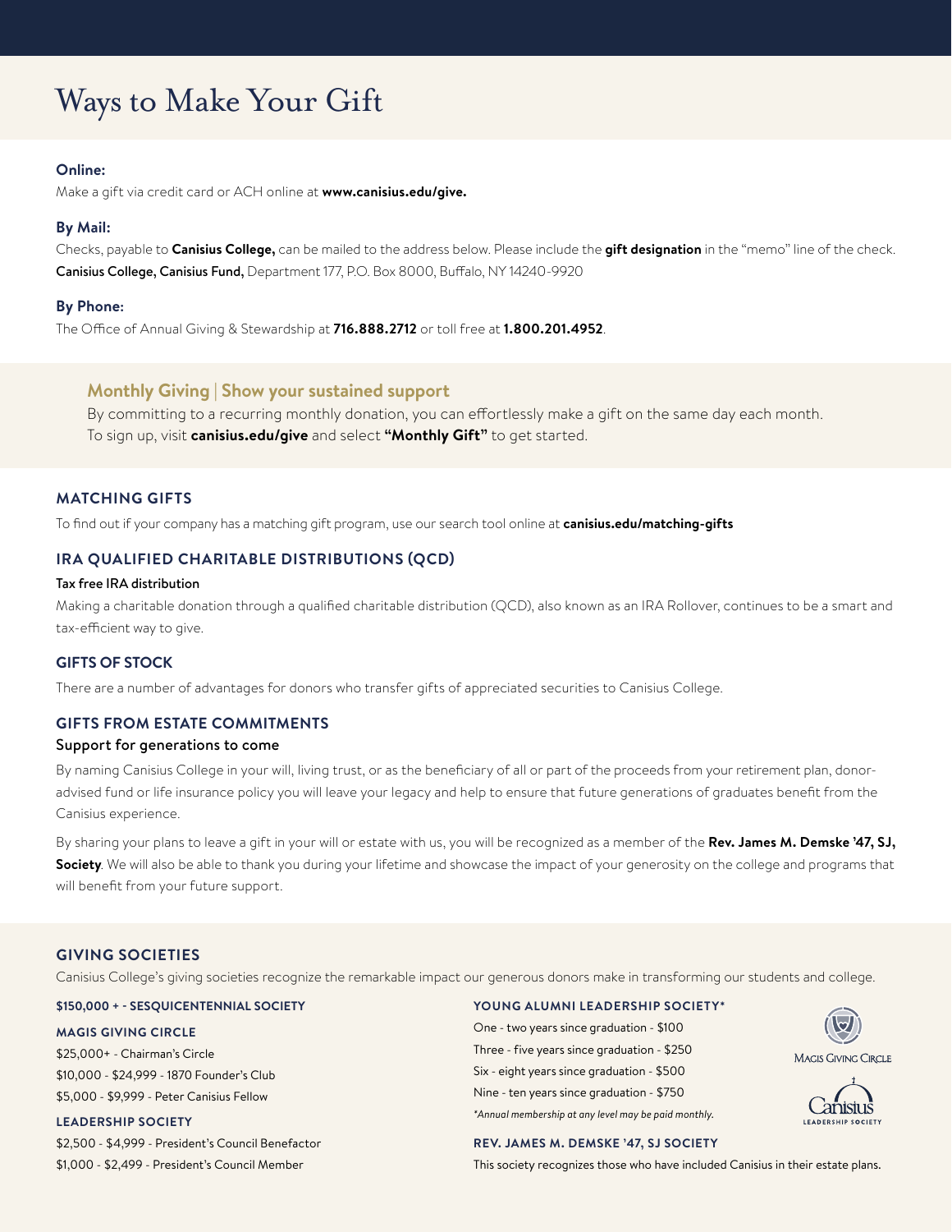# Ways to Make Your Gift

**Online:**

Make a gift via credit card or ACH online at **www.canisius.edu/give.**

**By Mail:**

Checks, payable to **Canisius College,** can be mailed to the address below. Please include the **gift designation** in the "memo" line of the check.
**Canisius College, Canisius Fund,** Department 177, P.O. Box 8000, Buffalo, NY 14240-9920

**By Phone:**

The Office of Annual Giving & Stewardship at **716.888.2712** or toll free at **1.800.201.4952**.

### Monthly Giving | Show your sustained support

By committing to a recurring monthly donation, you can effortlessly make a gift on the same day each month.
To sign up, visit **canisius.edu/give** and select **"Monthly Gift"** to get started.

## MATCHING GIFTS

To find out if your company has a matching gift program, use our search tool online at **canisius.edu/matching-gifts**

## IRA QUALIFIED CHARITABLE DISTRIBUTIONS (QCD)

Tax free IRA distribution

Making a charitable donation through a qualified charitable distribution (QCD), also known as an IRA Rollover, continues to be a smart and tax-efficient way to give.

## GIFTS OF STOCK

There are a number of advantages for donors who transfer gifts of appreciated securities to Canisius College.

## GIFTS FROM ESTATE COMMITMENTS

Support for generations to come

By naming Canisius College in your will, living trust, or as the beneficiary of all or part of the proceeds from your retirement plan, donor-advised fund or life insurance policy you will leave your legacy and help to ensure that future generations of graduates benefit from the Canisius experience.

By sharing your plans to leave a gift in your will or estate with us, you will be recognized as a member of the **Rev. James M. Demske '47, SJ, Society**. We will also be able to thank you during your lifetime and showcase the impact of your generosity on the college and programs that will benefit from your future support.

## GIVING SOCIETIES

Canisius College's giving societies recognize the remarkable impact our generous donors make in transforming our students and college.

**$150,000 + - SESQUICENTENNIAL SOCIETY**

**MAGIS GIVING CIRCLE**

$25,000+ - Chairman's Circle
$10,000 - $24,999 - 1870 Founder's Club
$5,000 - $9,999 - Peter Canisius Fellow

**LEADERSHIP SOCIETY**

$2,500 - $4,999 - President's Council Benefactor
$1,000 - $2,499 - President's Council Member

**YOUNG ALUMNI LEADERSHIP SOCIETY***

One - two years since graduation - $100
Three - five years since graduation - $250
Six - eight years since graduation - $500
Nine - ten years since graduation - $750

*Annual membership at any level may be paid monthly.*

**REV. JAMES M. DEMSKE '47, SJ SOCIETY**

This society recognizes those who have included Canisius in their estate plans.

Magis Giving Circle

Canisius Leadership Society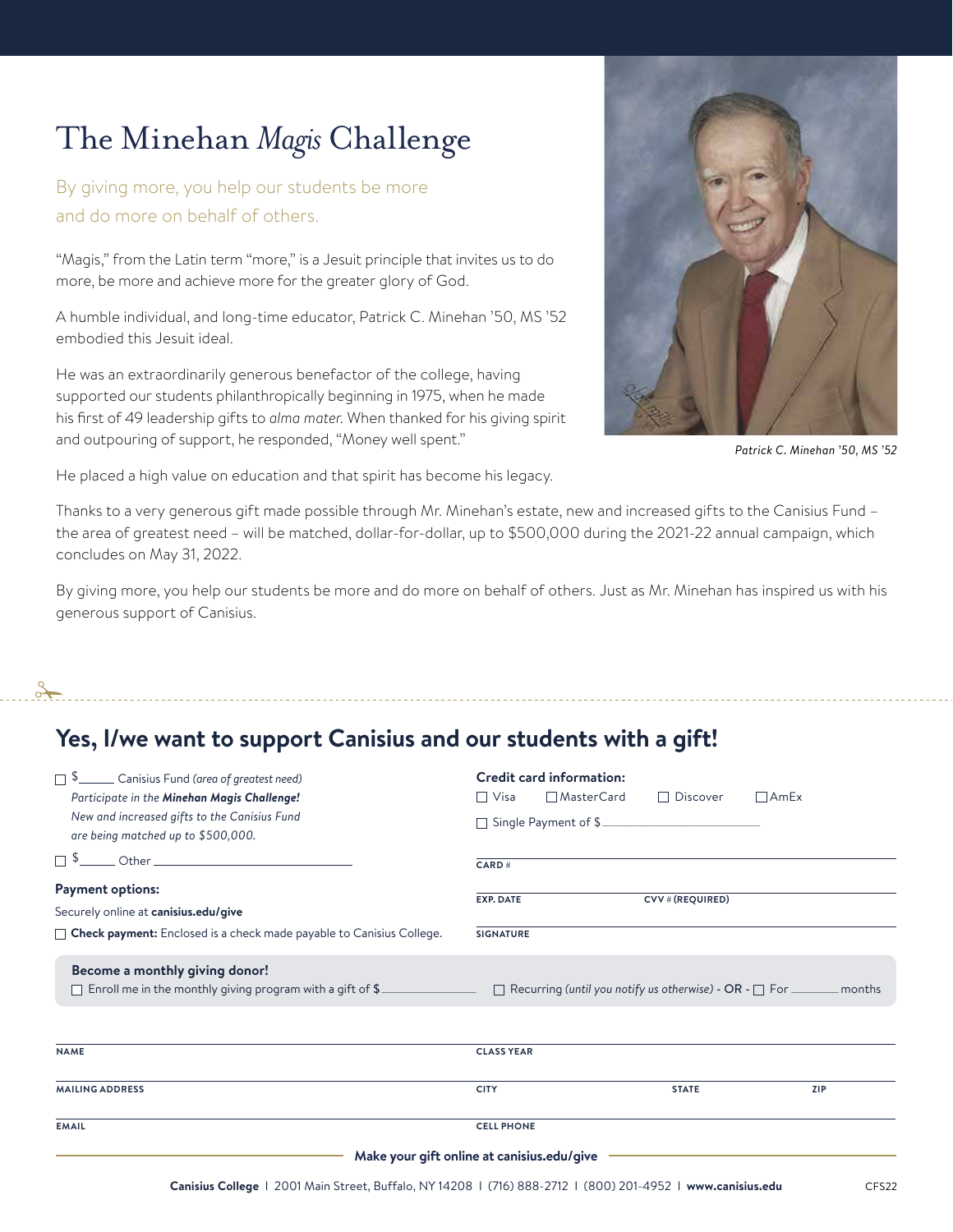# The Minehan *Magis* Challenge

By giving more, you help our students be more and do more on behalf of others.

"Magis," from the Latin term "more," is a Jesuit principle that invites us to do more, be more and achieve more for the greater glory of God.

A humble individual, and long-time educator, Patrick C. Minehan '50, MS '52 embodied this Jesuit ideal.

He was an extraordinarily generous benefactor of the college, having supported our students philanthropically beginning in 1975, when he made his first of 49 leadership gifts to *alma mater.* When thanked for his giving spirit and outpouring of support, he responded, "Money well spent."

*Patrick C. Minehan '50, MS '52*

He placed a high value on education and that spirit has become his legacy.

Thanks to a very generous gift made possible through Mr. Minehan's estate, new and increased gifts to the Canisius Fund – the area of greatest need – will be matched, dollar-for-dollar, up to $500,000 during the 2021-22 annual campaign, which concludes on May 31, 2022.

By giving more, you help our students be more and do more on behalf of others. Just as Mr. Minehan has inspired us with his generous support of Canisius.

## Yes, I/we want to support Canisius and our students with a gift!

☐ $______ Canisius Fund *(area of greatest need)*
*Participate in the **Minehan Magis Challenge!***
*New and increased gifts to the Canisius Fund are being matched up to $500,000.*

☐ $______ Other ______________________________

**Payment options:**

Securely online at **canisius.edu/give**

☐ **Check payment:** Enclosed is a check made payable to Canisius College.

**Credit card information:**

☐ Visa ☐ MasterCard ☐ Discover ☐ AmEx

☐ Single Payment of $______________________

CARD # ______________________

EXP. DATE ______________ CVV # (REQUIRED) ______________

SIGNATURE ______________________

**Become a monthly giving donor!**

☐ Enroll me in the monthly giving program with a gift of $______________ ☐ Recurring *(until you notify us otherwise)* - OR - ☐ For ________ months

NAME ______________________ CLASS YEAR ______________

MAILING ADDRESS ______________________ CITY ______________ STATE ______ ZIP ______

EMAIL ______________________ CELL PHONE ______________

**Make your gift online at canisius.edu/give**

**Canisius College** | 2001 Main Street, Buffalo, NY 14208 | (716) 888-2712 | (800) 201-4952 | **www.canisius.edu**

CFS22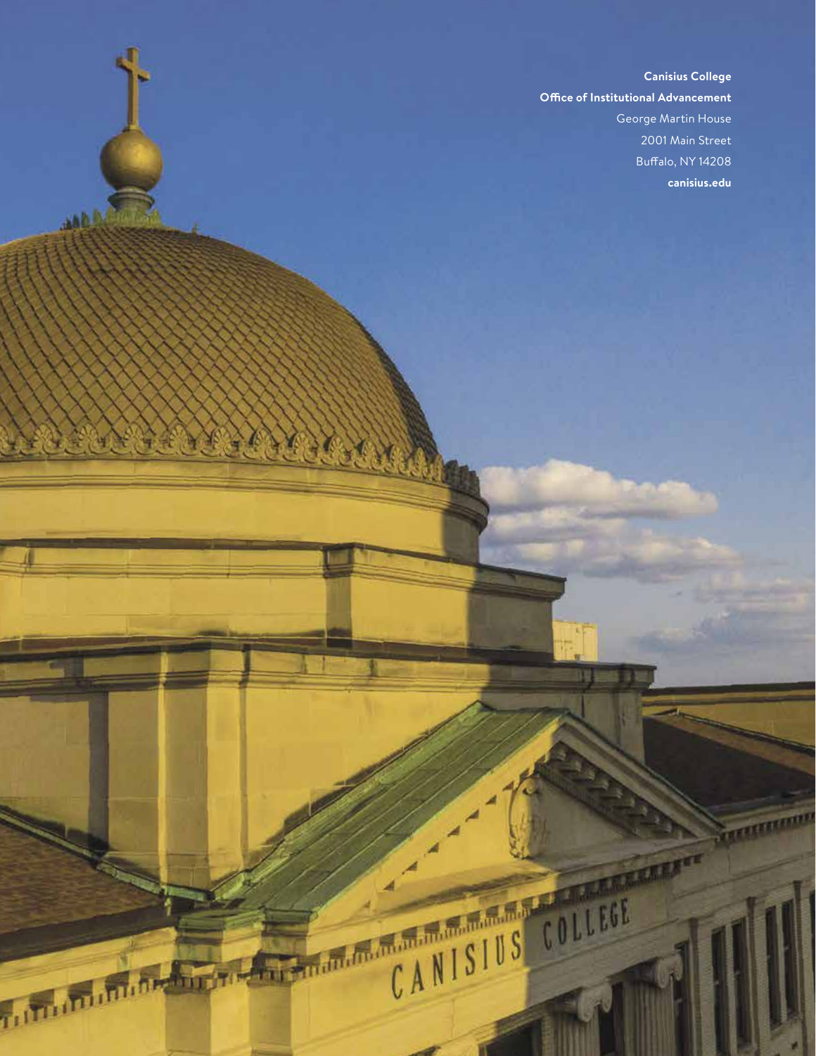**Canisius College**

**Office of Institutional Advancement**

George Martin House

2001 Main Street

Buffalo, NY 14208

**canisius.edu**